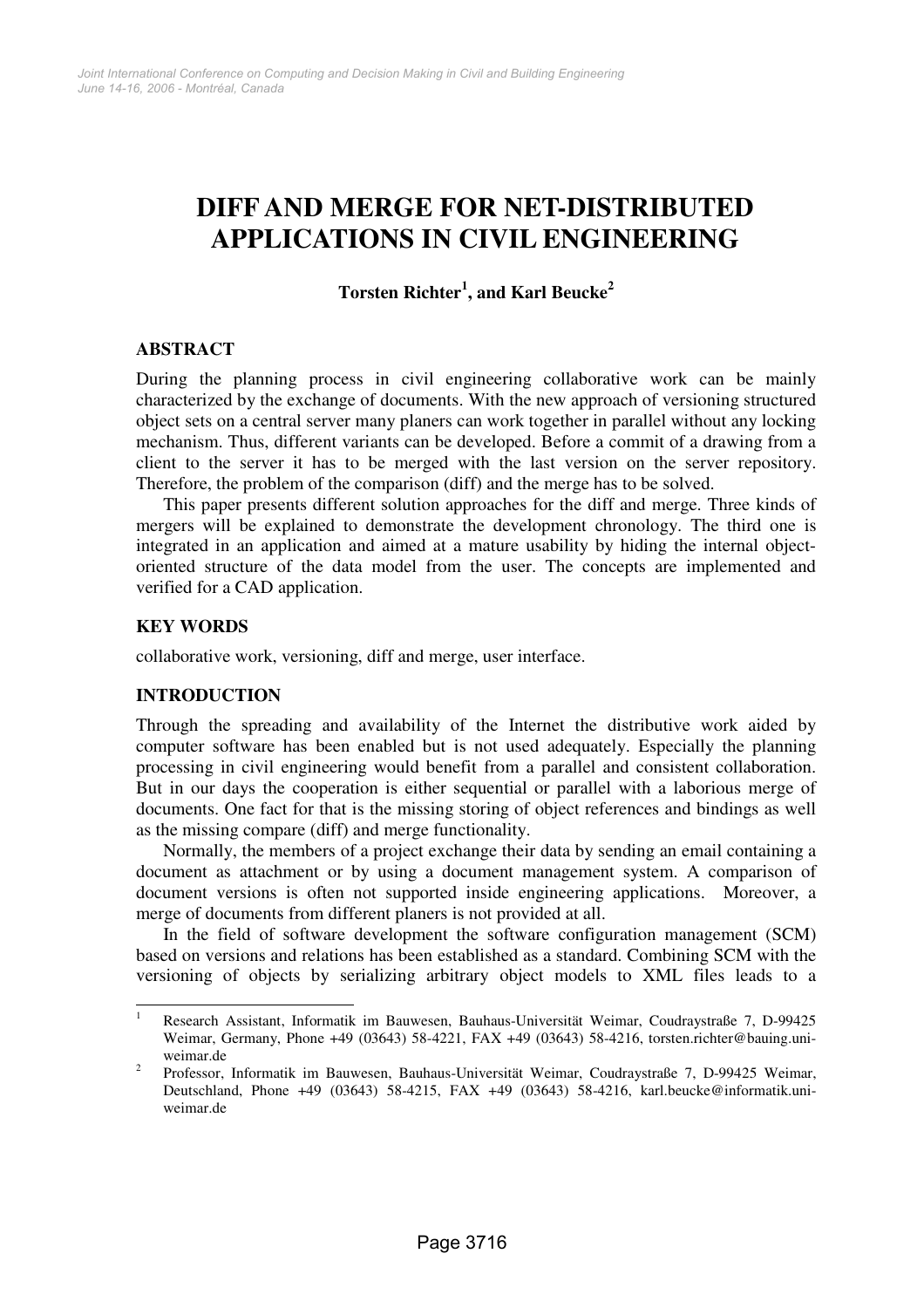# DIFF AND MERGE FOR NET-DISTRIBUTED APPLICATIONS IN CIVIL ENGINEERING

**Torsten Richter[1], and Karl Beucke[2]**

## ABSTRACT

During the planning process in civil engineering collaborative work can be mainly characterized by the exchange of documents. With the new approach of versioning structured object sets on a central server many planers can work together in parallel without any locking mechanism. Thus, different variants can be developed. Before a commit of a drawing from a client to the server it has to be merged with the last version on the server repository. Therefore, the problem of the comparison (diff) and the merge has to be solved.

This paper presents different solution approaches for the diff and merge. Three kinds of mergers will be explained to demonstrate the development chronology. The third one is integrated in an application and aimed at a mature usability by hiding the internal object-oriented structure of the data model from the user. The concepts are implemented and verified for a CAD application.

## KEY WORDS

collaborative work, versioning, diff and merge, user interface.

## INTRODUCTION

Through the spreading and availability of the Internet the distributive work aided by computer software has been enabled but is not used adequately. Especially the planning processing in civil engineering would benefit from a parallel and consistent collaboration. But in our days the cooperation is either sequential or parallel with a laborious merge of documents. One fact for that is the missing storing of object references and bindings as well as the missing compare (diff) and merge functionality.

Normally, the members of a project exchange their data by sending an email containing a document as attachment or by using a document management system. A comparison of document versions is often not supported inside engineering applications. Moreover, a merge of documents from different planers is not provided at all.

In the field of software development the software configuration management (SCM) based on versions and relations has been established as a standard. Combining SCM with the versioning of objects by serializing arbitrary object models to XML files leads to a

---

[1] Research Assistant, Informatik im Bauwesen, Bauhaus-Universität Weimar, Coudraystraße 7, D-99425 Weimar, Germany, Phone +49 (03643) 58-4221, FAX +49 (03643) 58-4216, torsten.richter@bauing.uni-weimar.de

[2] Professor, Informatik im Bauwesen, Bauhaus-Universität Weimar, Coudraystraße 7, D-99425 Weimar, Deutschland, Phone +49 (03643) 58-4215, FAX +49 (03643) 58-4216, karl.beucke@informatik.uni-weimar.de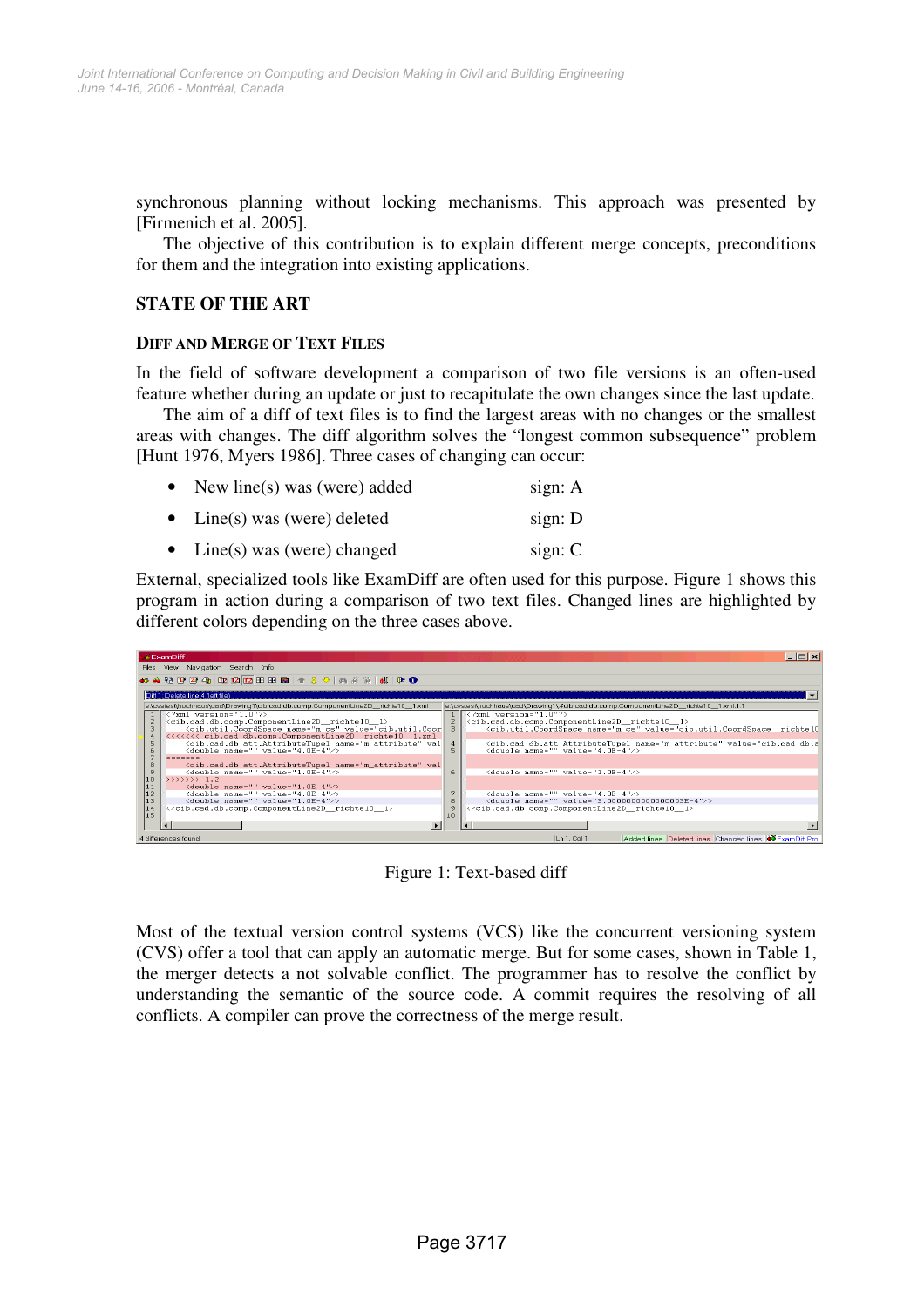synchronous planning without locking mechanisms. This approach was presented by [Firmenich et al. 2005].

The objective of this contribution is to explain different merge concepts, preconditions for them and the integration into existing applications.

## STATE OF THE ART

### DIFF AND MERGE OF TEXT FILES

In the field of software development a comparison of two file versions is an often-used feature whether during an update or just to recapitulate the own changes since the last update.

The aim of a diff of text files is to find the largest areas with no changes or the smallest areas with changes. The diff algorithm solves the "longest common subsequence" problem [Hunt 1976, Myers 1986]. Three cases of changing can occur:

- New line(s) was (were) added — sign: A
- Line(s) was (were) deleted — sign: D
- Line(s) was (were) changed — sign: C

External, specialized tools like ExamDiff are often used for this purpose. Figure 1 shows this program in action during a comparison of two text files. Changed lines are highlighted by different colors depending on the three cases above.

Figure 1: Text-based diff

Most of the textual version control systems (VCS) like the concurrent versioning system (CVS) offer a tool that can apply an automatic merge. But for some cases, shown in Table 1, the merger detects a not solvable conflict. The programmer has to resolve the conflict by understanding the semantic of the source code. A commit requires the resolving of all conflicts. A compiler can prove the correctness of the merge result.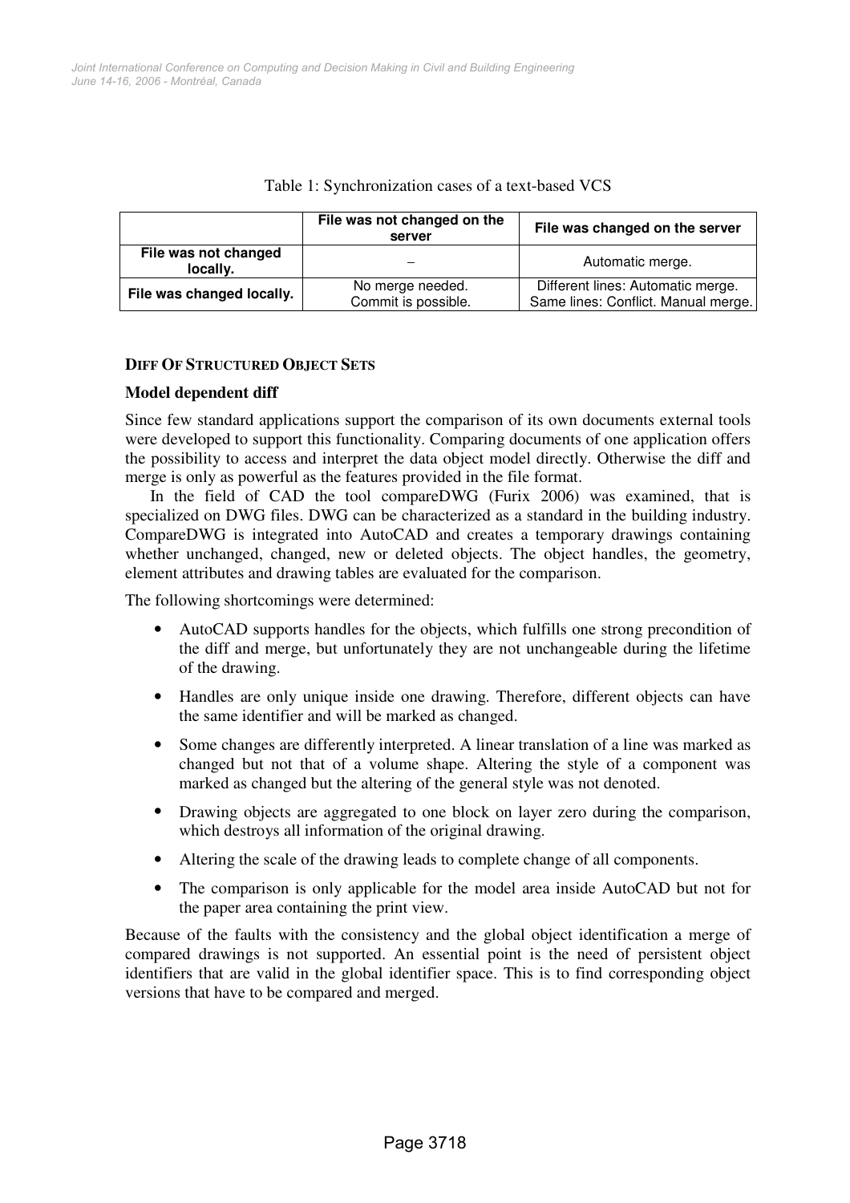Table 1: Synchronization cases of a text-based VCS

| | File was not changed on the server | File was changed on the server |
|---|---|---|
| **File was not changed locally.** | – | Automatic merge. |
| **File was changed locally.** | No merge needed. Commit is possible. | Different lines: Automatic merge. Same lines: Conflict. Manual merge. |

## DIFF OF STRUCTURED OBJECT SETS

### Model dependent diff

Since few standard applications support the comparison of its own documents external tools were developed to support this functionality. Comparing documents of one application offers the possibility to access and interpret the data object model directly. Otherwise the diff and merge is only as powerful as the features provided in the file format.

In the field of CAD the tool compareDWG (Furix 2006) was examined, that is specialized on DWG files. DWG can be characterized as a standard in the building industry. CompareDWG is integrated into AutoCAD and creates a temporary drawings containing whether unchanged, changed, new or deleted objects. The object handles, the geometry, element attributes and drawing tables are evaluated for the comparison.

The following shortcomings were determined:

- AutoCAD supports handles for the objects, which fulfills one strong precondition of the diff and merge, but unfortunately they are not unchangeable during the lifetime of the drawing.
- Handles are only unique inside one drawing. Therefore, different objects can have the same identifier and will be marked as changed.
- Some changes are differently interpreted. A linear translation of a line was marked as changed but not that of a volume shape. Altering the style of a component was marked as changed but the altering of the general style was not denoted.
- Drawing objects are aggregated to one block on layer zero during the comparison, which destroys all information of the original drawing.
- Altering the scale of the drawing leads to complete change of all components.
- The comparison is only applicable for the model area inside AutoCAD but not for the paper area containing the print view.

Because of the faults with the consistency and the global object identification a merge of compared drawings is not supported. An essential point is the need of persistent object identifiers that are valid in the global identifier space. This is to find corresponding object versions that have to be compared and merged.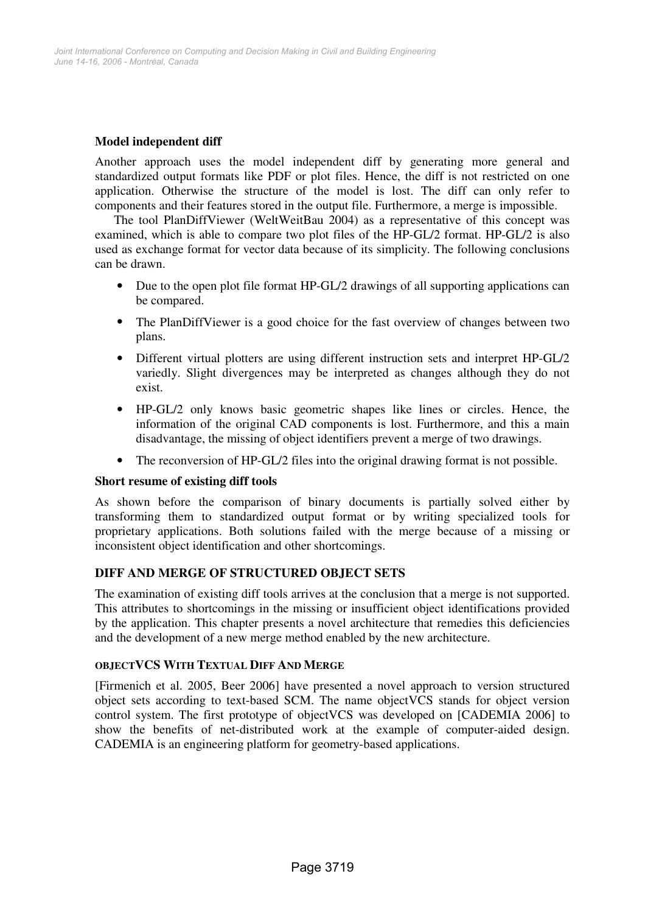### Model independent diff

Another approach uses the model independent diff by generating more general and standardized output formats like PDF or plot files. Hence, the diff is not restricted on one application. Otherwise the structure of the model is lost. The diff can only refer to components and their features stored in the output file. Furthermore, a merge is impossible.

The tool PlanDiffViewer (WeltWeitBau 2004) as a representative of this concept was examined, which is able to compare two plot files of the HP-GL/2 format. HP-GL/2 is also used as exchange format for vector data because of its simplicity. The following conclusions can be drawn.

- Due to the open plot file format HP-GL/2 drawings of all supporting applications can be compared.
- The PlanDiffViewer is a good choice for the fast overview of changes between two plans.
- Different virtual plotters are using different instruction sets and interpret HP-GL/2 variedly. Slight divergences may be interpreted as changes although they do not exist.
- HP-GL/2 only knows basic geometric shapes like lines or circles. Hence, the information of the original CAD components is lost. Furthermore, and this a main disadvantage, the missing of object identifiers prevent a merge of two drawings.
- The reconversion of HP-GL/2 files into the original drawing format is not possible.

### Short resume of existing diff tools

As shown before the comparison of binary documents is partially solved either by transforming them to standardized output format or by writing specialized tools for proprietary applications. Both solutions failed with the merge because of a missing or inconsistent object identification and other shortcomings.

## DIFF AND MERGE OF STRUCTURED OBJECT SETS

The examination of existing diff tools arrives at the conclusion that a merge is not supported. This attributes to shortcomings in the missing or insufficient object identifications provided by the application. This chapter presents a novel architecture that remedies this deficiencies and the development of a new merge method enabled by the new architecture.

### OBJECTVCS WITH TEXTUAL DIFF AND MERGE

[Firmenich et al. 2005, Beer 2006] have presented a novel approach to version structured object sets according to text-based SCM. The name objectVCS stands for object version control system. The first prototype of objectVCS was developed on [CADEMIA 2006] to show the benefits of net-distributed work at the example of computer-aided design. CADEMIA is an engineering platform for geometry-based applications.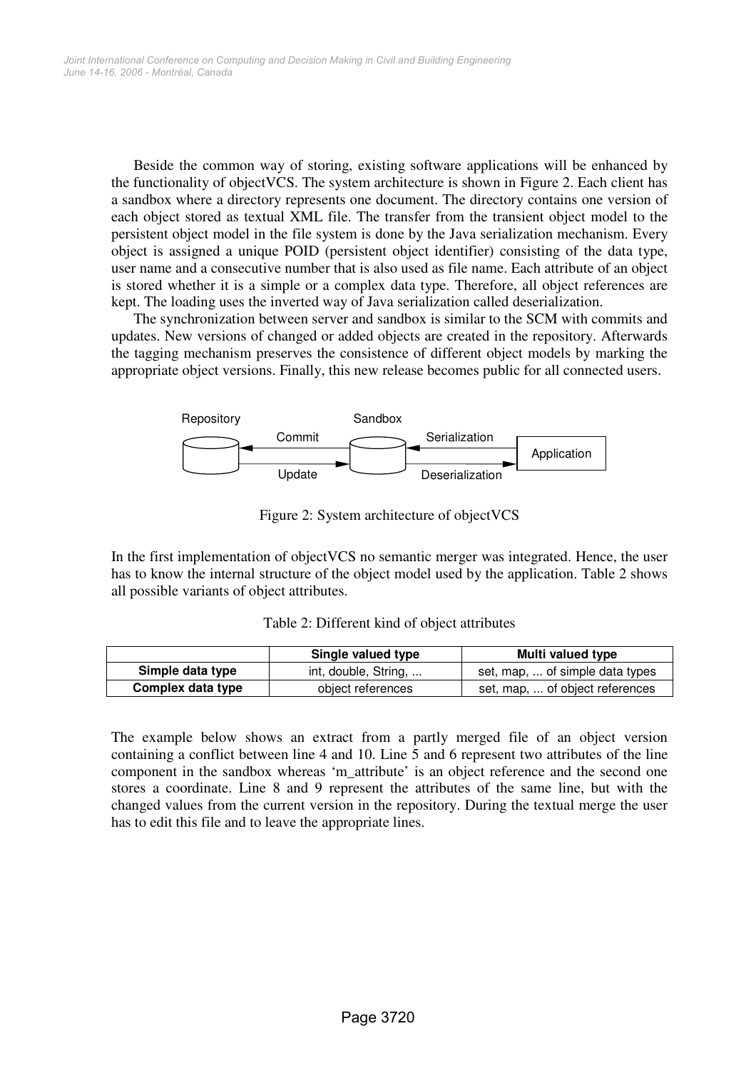Beside the common way of storing, existing software applications will be enhanced by the functionality of objectVCS. The system architecture is shown in Figure 2. Each client has a sandbox where a directory represents one document. The directory contains one version of each object stored as textual XML file. The transfer from the transient object model to the persistent object model in the file system is done by the Java serialization mechanism. Every object is assigned a unique POID (persistent object identifier) consisting of the data type, user name and a consecutive number that is also used as file name. Each attribute of an object is stored whether it is a simple or a complex data type. Therefore, all object references are kept. The loading uses the inverted way of Java serialization called deserialization.

The synchronization between server and sandbox is similar to the SCM with commits and updates. New versions of changed or added objects are created in the repository. Afterwards the tagging mechanism preserves the consistence of different object models by marking the appropriate object versions. Finally, this new release becomes public for all connected users.

Repository — Commit / Update — Sandbox — Serialization / Deserialization — Application

Figure 2: System architecture of objectVCS

In the first implementation of objectVCS no semantic merger was integrated. Hence, the user has to know the internal structure of the object model used by the application. Table 2 shows all possible variants of object attributes.

Table 2: Different kind of object attributes

| | Single valued type | Multi valued type |
|---|---|---|
| **Simple data type** | int, double, String, ... | set, map, ... of simple data types |
| **Complex data type** | object references | set, map, ... of object references |

The example below shows an extract from a partly merged file of an object version containing a conflict between line 4 and 10. Line 5 and 6 represent two attributes of the line component in the sandbox whereas 'm_attribute' is an object reference and the second one stores a coordinate. Line 8 and 9 represent the attributes of the same line, but with the changed values from the current version in the repository. During the textual merge the user has to edit this file and to leave the appropriate lines.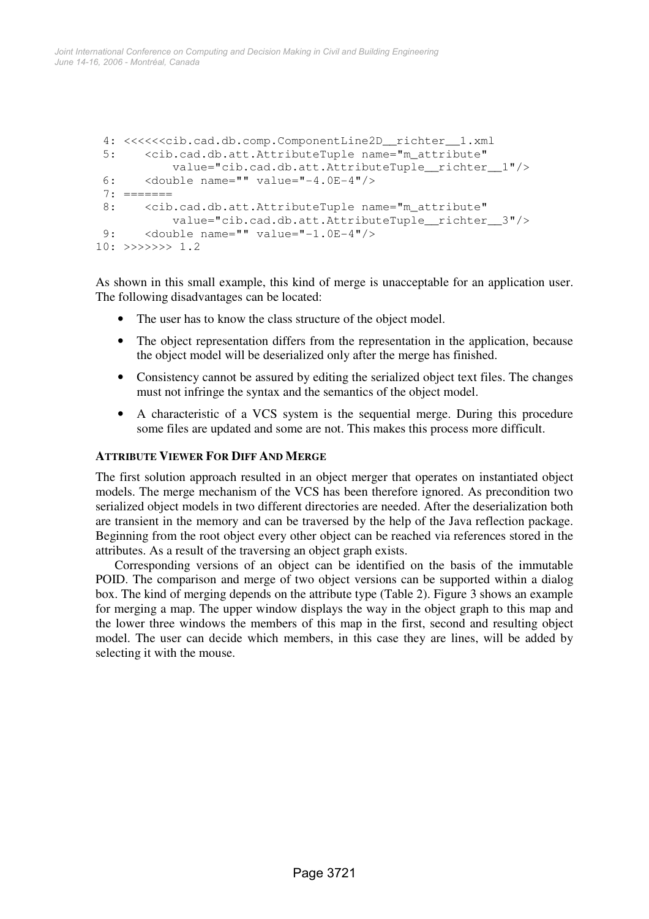```
 4: <<<<<<<cib.cad.db.comp.ComponentLine2D__richter__1.xml
 5:     <cib.cad.db.att.AttributeTuple name="m_attribute"
            value="cib.cad.db.att.AttributeTuple__richter__1"/>
 6:     <double name="" value="-4.0E-4"/>
 7: =======
 8:     <cib.cad.db.att.AttributeTuple name="m_attribute"
            value="cib.cad.db.att.AttributeTuple__richter__3"/>
 9:     <double name="" value="-1.0E-4"/>
10: >>>>>>> 1.2
```

As shown in this small example, this kind of merge is unacceptable for an application user. The following disadvantages can be located:

- The user has to know the class structure of the object model.
- The object representation differs from the representation in the application, because the object model will be deserialized only after the merge has finished.
- Consistency cannot be assured by editing the serialized object text files. The changes must not infringe the syntax and the semantics of the object model.
- A characteristic of a VCS system is the sequential merge. During this procedure some files are updated and some are not. This makes this process more difficult.

### ATTRIBUTE VIEWER FOR DIFF AND MERGE

The first solution approach resulted in an object merger that operates on instantiated object models. The merge mechanism of the VCS has been therefore ignored. As precondition two serialized object models in two different directories are needed. After the deserialization both are transient in the memory and can be traversed by the help of the Java reflection package. Beginning from the root object every other object can be reached via references stored in the attributes. As a result of the traversing an object graph exists.

Corresponding versions of an object can be identified on the basis of the immutable POID. The comparison and merge of two object versions can be supported within a dialog box. The kind of merging depends on the attribute type (Table 2). Figure 3 shows an example for merging a map. The upper window displays the way in the object graph to this map and the lower three windows the members of this map in the first, second and resulting object model. The user can decide which members, in this case they are lines, will be added by selecting it with the mouse.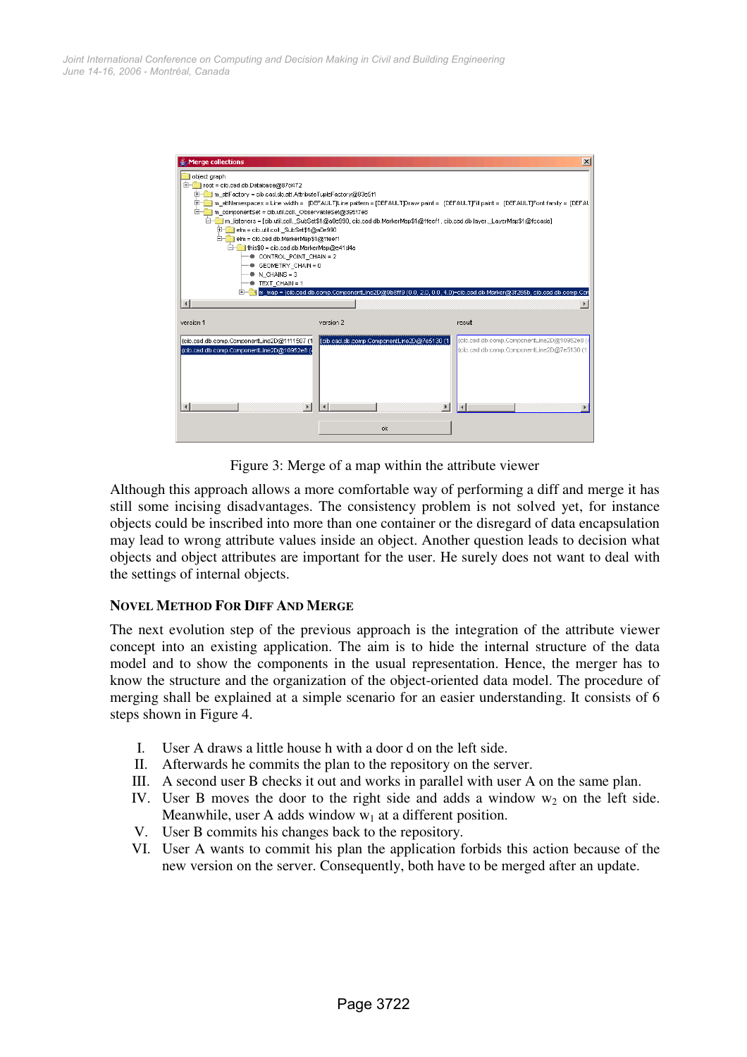Figure 3: Merge of a map within the attribute viewer

Although this approach allows a more comfortable way of performing a diff and merge it has still some incising disadvantages. The consistency problem is not solved yet, for instance objects could be inscribed into more than one container or the disregard of data encapsulation may lead to wrong attribute values inside an object. Another question leads to decision what objects and object attributes are important for the user. He surely does not want to deal with the settings of internal objects.

## NOVEL METHOD FOR DIFF AND MERGE

The next evolution step of the previous approach is the integration of the attribute viewer concept into an existing application. The aim is to hide the internal structure of the data model and to show the components in the usual representation. Hence, the merger has to know the structure and the organization of the object-oriented data model. The procedure of merging shall be explained at a simple scenario for an easier understanding. It consists of 6 steps shown in Figure 4.

I. User A draws a little house h with a door d on the left side.
II. Afterwards he commits the plan to the repository on the server.
III. A second user B checks it out and works in parallel with user A on the same plan.
IV. User B moves the door to the right side and adds a window $w_2$ on the left side. Meanwhile, user A adds window $w_1$ at a different position.
V. User B commits his changes back to the repository.
VI. User A wants to commit his plan the application forbids this action because of the new version on the server. Consequently, both have to be merged after an update.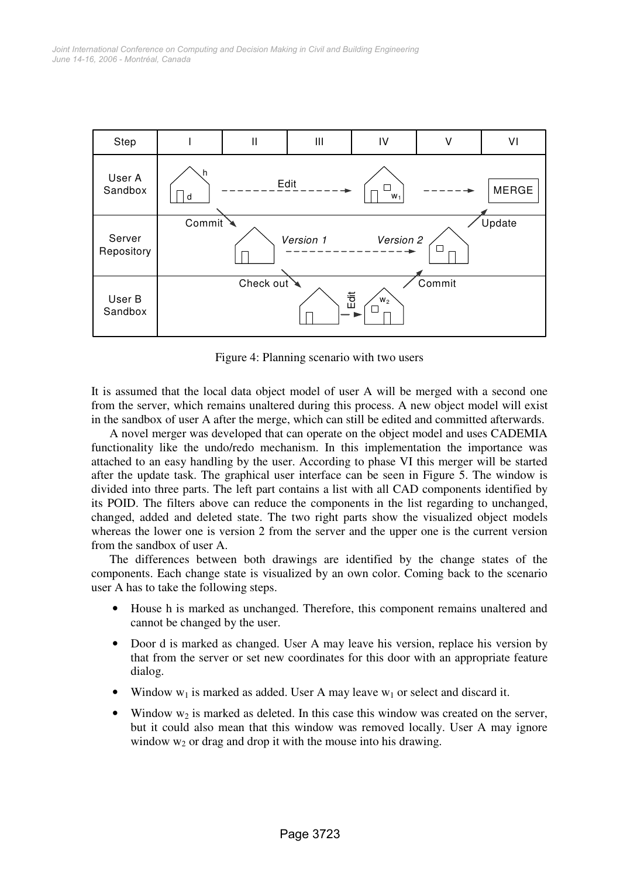Figure 4: Planning scenario with two users

It is assumed that the local data object model of user A will be merged with a second one from the server, which remains unaltered during this process. A new object model will exist in the sandbox of user A after the merge, which can still be edited and committed afterwards.

A novel merger was developed that can operate on the object model and uses CADEMIA functionality like the undo/redo mechanism. In this implementation the importance was attached to an easy handling by the user. According to phase VI this merger will be started after the update task. The graphical user interface can be seen in Figure 5. The window is divided into three parts. The left part contains a list with all CAD components identified by its POID. The filters above can reduce the components in the list regarding to unchanged, changed, added and deleted state. The two right parts show the visualized object models whereas the lower one is version 2 from the server and the upper one is the current version from the sandbox of user A.

The differences between both drawings are identified by the change states of the components. Each change state is visualized by an own color. Coming back to the scenario user A has to take the following steps.

- House h is marked as unchanged. Therefore, this component remains unaltered and cannot be changed by the user.
- Door d is marked as changed. User A may leave his version, replace his version by that from the server or set new coordinates for this door with an appropriate feature dialog.
- Window $w_1$ is marked as added. User A may leave $w_1$ or select and discard it.
- Window $w_2$ is marked as deleted. In this case this window was created on the server, but it could also mean that this window was removed locally. User A may ignore window $w_2$ or drag and drop it with the mouse into his drawing.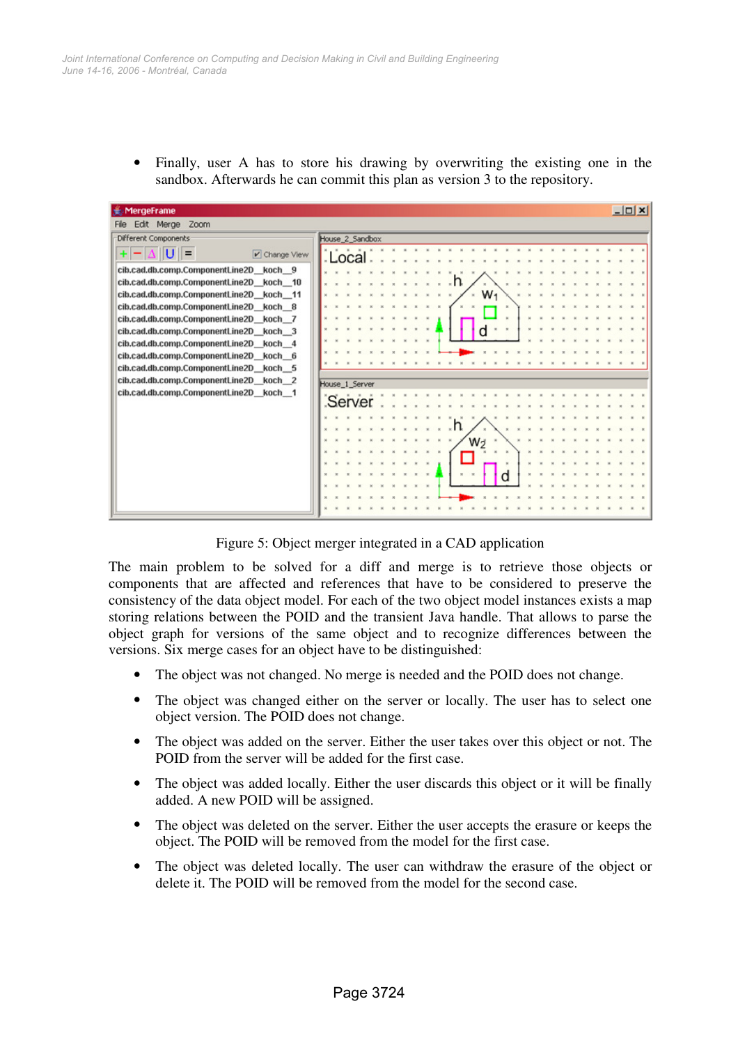- Finally, user A has to store his drawing by overwriting the existing one in the sandbox. Afterwards he can commit this plan as version 3 to the repository.

Figure 5: Object merger integrated in a CAD application

The main problem to be solved for a diff and merge is to retrieve those objects or components that are affected and references that have to be considered to preserve the consistency of the data object model. For each of the two object model instances exists a map storing relations between the POID and the transient Java handle. That allows to parse the object graph for versions of the same object and to recognize differences between the versions. Six merge cases for an object have to be distinguished:

- The object was not changed. No merge is needed and the POID does not change.
- The object was changed either on the server or locally. The user has to select one object version. The POID does not change.
- The object was added on the server. Either the user takes over this object or not. The POID from the server will be added for the first case.
- The object was added locally. Either the user discards this object or it will be finally added. A new POID will be assigned.
- The object was deleted on the server. Either the user accepts the erasure or keeps the object. The POID will be removed from the model for the first case.
- The object was deleted locally. The user can withdraw the erasure of the object or delete it. The POID will be removed from the model for the second case.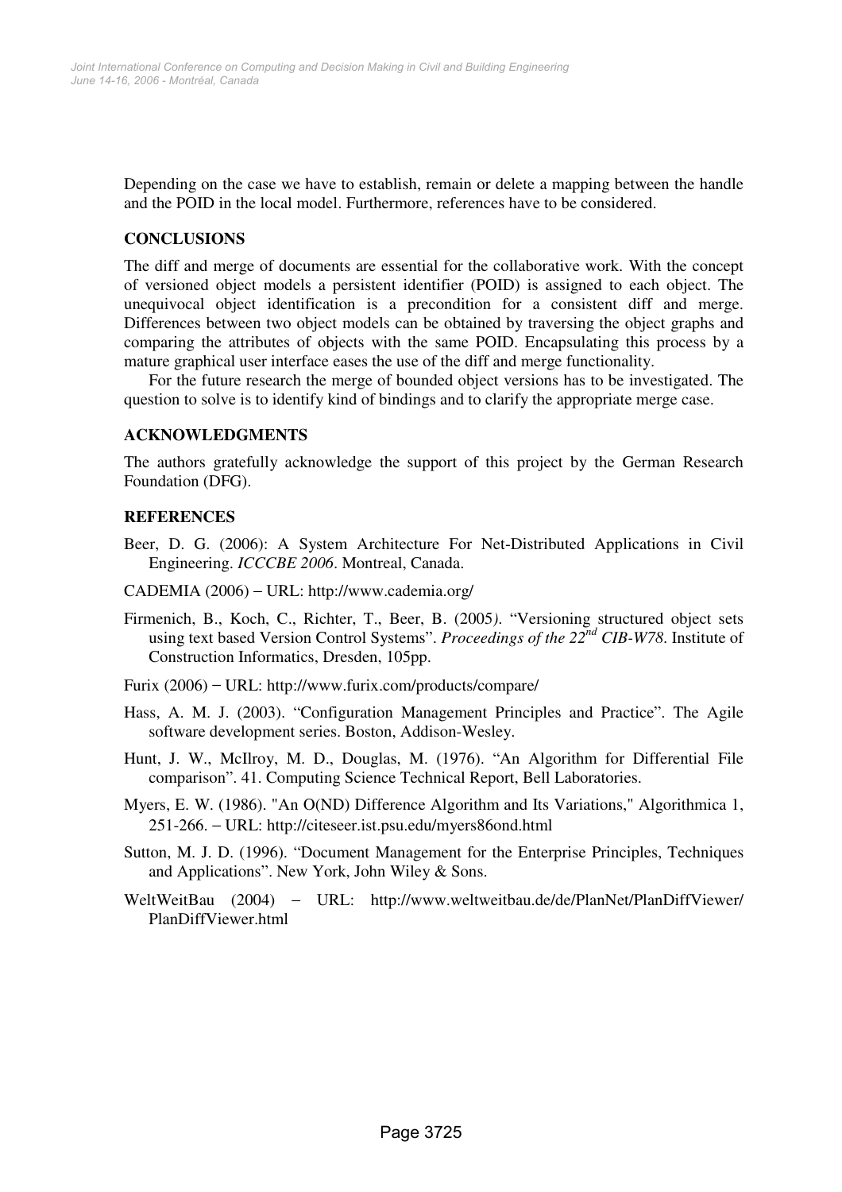Depending on the case we have to establish, remain or delete a mapping between the handle and the POID in the local model. Furthermore, references have to be considered.

## CONCLUSIONS

The diff and merge of documents are essential for the collaborative work. With the concept of versioned object models a persistent identifier (POID) is assigned to each object. The unequivocal object identification is a precondition for a consistent diff and merge. Differences between two object models can be obtained by traversing the object graphs and comparing the attributes of objects with the same POID. Encapsulating this process by a mature graphical user interface eases the use of the diff and merge functionality.

For the future research the merge of bounded object versions has to be investigated. The question to solve is to identify kind of bindings and to clarify the appropriate merge case.

## ACKNOWLEDGMENTS

The authors gratefully acknowledge the support of this project by the German Research Foundation (DFG).

## REFERENCES

Beer, D. G. (2006): A System Architecture For Net-Distributed Applications in Civil Engineering. *ICCCBE 2006*. Montreal, Canada.

CADEMIA (2006) – URL: http://www.cademia.org/

Firmenich, B., Koch, C., Richter, T., Beer, B. (2005). "Versioning structured object sets using text based Version Control Systems". *Proceedings of the 22nd CIB-W78*. Institute of Construction Informatics, Dresden, 105pp.

Furix (2006) – URL: http://www.furix.com/products/compare/

Hass, A. M. J. (2003). "Configuration Management Principles and Practice". The Agile software development series. Boston, Addison-Wesley.

Hunt, J. W., McIlroy, M. D., Douglas, M. (1976). "An Algorithm for Differential File comparison". 41. Computing Science Technical Report, Bell Laboratories.

Myers, E. W. (1986). "An O(ND) Difference Algorithm and Its Variations," Algorithmica 1, 251-266. – URL: http://citeseer.ist.psu.edu/myers86ond.html

Sutton, M. J. D. (1996). "Document Management for the Enterprise Principles, Techniques and Applications". New York, John Wiley & Sons.

WeltWeitBau (2004) – URL: http://www.weltweitbau.de/de/PlanNet/PlanDiffViewer/PlanDiffViewer.html